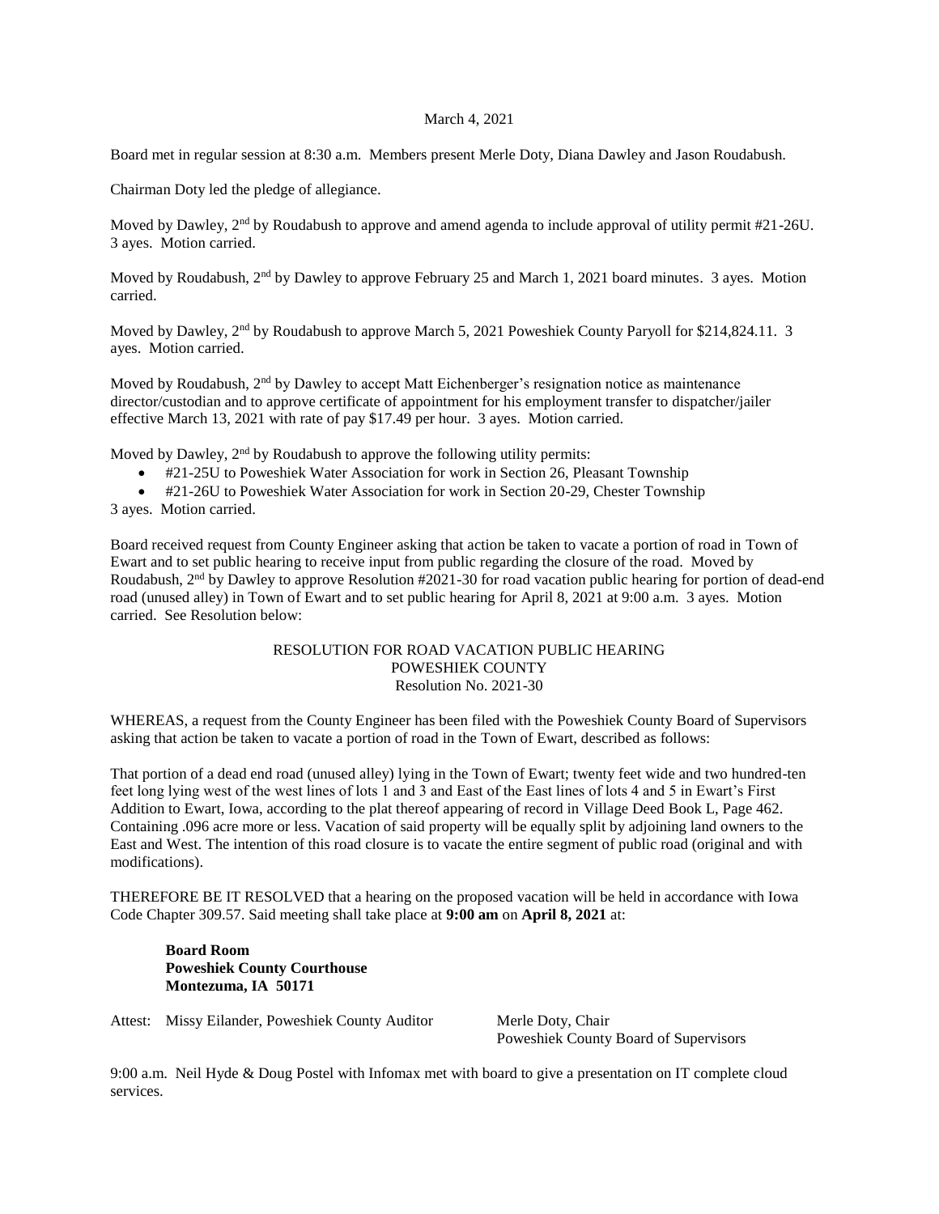March 4, 2021

Board met in regular session at 8:30 a.m. Members present Merle Doty, Diana Dawley and Jason Roudabush.

Chairman Doty led the pledge of allegiance.

Moved by Dawley, 2nd by Roudabush to approve and amend agenda to include approval of utility permit #21-26U. 3 ayes. Motion carried.

Moved by Roudabush, 2nd by Dawley to approve February 25 and March 1, 2021 board minutes. 3 ayes. Motion carried.

Moved by Dawley, 2nd by Roudabush to approve March 5, 2021 Poweshiek County Paryoll for $214,824.11. 3 ayes. Motion carried.

Moved by Roudabush, 2nd by Dawley to accept Matt Eichenberger's resignation notice as maintenance director/custodian and to approve certificate of appointment for his employment transfer to dispatcher/jailer effective March 13, 2021 with rate of pay $17.49 per hour. 3 ayes. Motion carried.

Moved by Dawley, 2nd by Roudabush to approve the following utility permits:

- #21-25U to Poweshiek Water Association for work in Section 26, Pleasant Township
- #21-26U to Poweshiek Water Association for work in Section 20-29, Chester Township

3 ayes. Motion carried.

Board received request from County Engineer asking that action be taken to vacate a portion of road in Town of Ewart and to set public hearing to receive input from public regarding the closure of the road. Moved by Roudabush, 2nd by Dawley to approve Resolution #2021-30 for road vacation public hearing for portion of dead-end road (unused alley) in Town of Ewart and to set public hearing for April 8, 2021 at 9:00 a.m. 3 ayes. Motion carried. See Resolution below:

RESOLUTION FOR ROAD VACATION PUBLIC HEARING
POWESHIEK COUNTY
Resolution No. 2021-30

WHEREAS, a request from the County Engineer has been filed with the Poweshiek County Board of Supervisors asking that action be taken to vacate a portion of road in the Town of Ewart, described as follows:

That portion of a dead end road (unused alley) lying in the Town of Ewart; twenty feet wide and two hundred-ten feet long lying west of the west lines of lots 1 and 3 and East of the East lines of lots 4 and 5 in Ewart's First Addition to Ewart, Iowa, according to the plat thereof appearing of record in Village Deed Book L, Page 462. Containing .096 acre more or less. Vacation of said property will be equally split by adjoining land owners to the East and West. The intention of this road closure is to vacate the entire segment of public road (original and with modifications).

THEREFORE BE IT RESOLVED that a hearing on the proposed vacation will be held in accordance with Iowa Code Chapter 309.57. Said meeting shall take place at **9:00 am** on **April 8, 2021** at:

**Board Room**
**Poweshiek County Courthouse**
**Montezuma, IA 50171**

Attest: Missy Eilander, Poweshiek County Auditor

Merle Doty, Chair
Poweshiek County Board of Supervisors

9:00 a.m. Neil Hyde & Doug Postel with Infomax met with board to give a presentation on IT complete cloud services.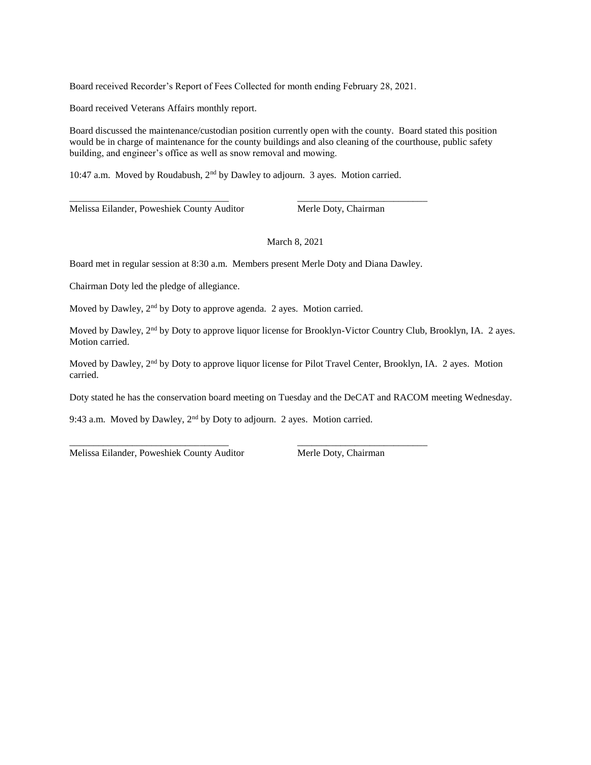Board received Recorder's Report of Fees Collected for month ending February 28, 2021.

Board received Veterans Affairs monthly report.

Board discussed the maintenance/custodian position currently open with the county. Board stated this position would be in charge of maintenance for the county buildings and also cleaning of the courthouse, public safety building, and engineer's office as well as snow removal and mowing.

10:47 a.m. Moved by Roudabush, 2nd by Dawley to adjourn. 3 ayes. Motion carried.

_________________________________ ___________________________

Melissa Eilander, Poweshiek County Auditor Merle Doty, Chairman

March 8, 2021

Board met in regular session at 8:30 a.m. Members present Merle Doty and Diana Dawley.

Chairman Doty led the pledge of allegiance.

Moved by Dawley, 2nd by Doty to approve agenda. 2 ayes. Motion carried.

Moved by Dawley, 2nd by Doty to approve liquor license for Brooklyn-Victor Country Club, Brooklyn, IA. 2 ayes. Motion carried.

Moved by Dawley, 2nd by Doty to approve liquor license for Pilot Travel Center, Brooklyn, IA. 2 ayes. Motion carried.

Doty stated he has the conservation board meeting on Tuesday and the DeCAT and RACOM meeting Wednesday.

9:43 a.m. Moved by Dawley, 2nd by Doty to adjourn. 2 ayes. Motion carried.

_________________________________ ___________________________

Melissa Eilander, Poweshiek County Auditor Merle Doty, Chairman